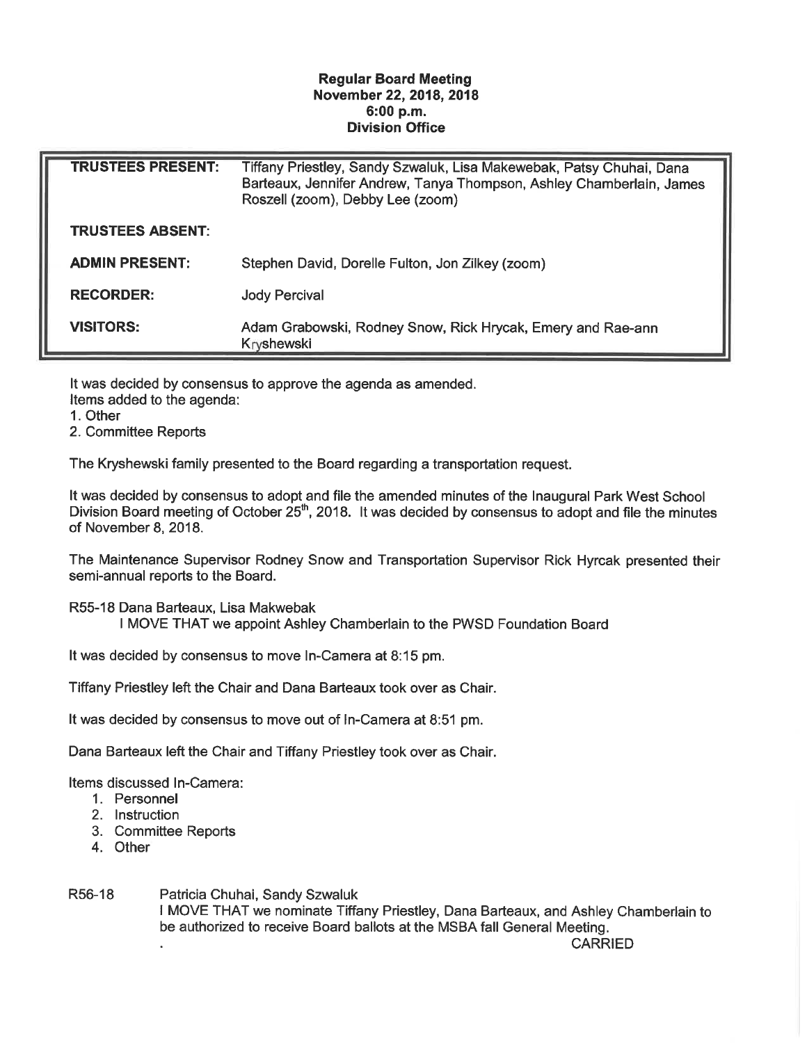**Regular Board Meeting**
**November 22, 2018, 2018**
**6:00 p.m.**
**Division Office**

| | |
|---|---|
| **TRUSTEES PRESENT:** | Tiffany Priestley, Sandy Szwaluk, Lisa Makewebak, Patsy Chuhai, Dana Barteaux, Jennifer Andrew, Tanya Thompson, Ashley Chamberlain, James Roszell (zoom), Debby Lee (zoom) |
| **TRUSTEES ABSENT:** | |
| **ADMIN PRESENT:** | Stephen David, Dorelle Fulton, Jon Zilkey (zoom) |
| **RECORDER:** | Jody Percival |
| **VISITORS:** | Adam Grabowski, Rodney Snow, Rick Hrycak, Emery and Rae-ann Kryshewski |

It was decided by consensus to approve the agenda as amended.
Items added to the agenda:
1. Other
2. Committee Reports

The Kryshewski family presented to the Board regarding a transportation request.

It was decided by consensus to adopt and file the amended minutes of the Inaugural Park West School Division Board meeting of October 25th, 2018. It was decided by consensus to adopt and file the minutes of November 8, 2018.

The Maintenance Supervisor Rodney Snow and Transportation Supervisor Rick Hyrcak presented their semi-annual reports to the Board.

R55-18 Dana Barteaux, Lisa Makwebak
I MOVE THAT we appoint Ashley Chamberlain to the PWSD Foundation Board

It was decided by consensus to move In-Camera at 8:15 pm.

Tiffany Priestley left the Chair and Dana Barteaux took over as Chair.

It was decided by consensus to move out of In-Camera at 8:51 pm.

Dana Barteaux left the Chair and Tiffany Priestley took over as Chair.

Items discussed In-Camera:
1. Personnel
2. Instruction
3. Committee Reports
4. Other

R56-18 Patricia Chuhai, Sandy Szwaluk
I MOVE THAT we nominate Tiffany Priestley, Dana Barteaux, and Ashley Chamberlain to be authorized to receive Board ballots at the MSBA fall General Meeting.
CARRIED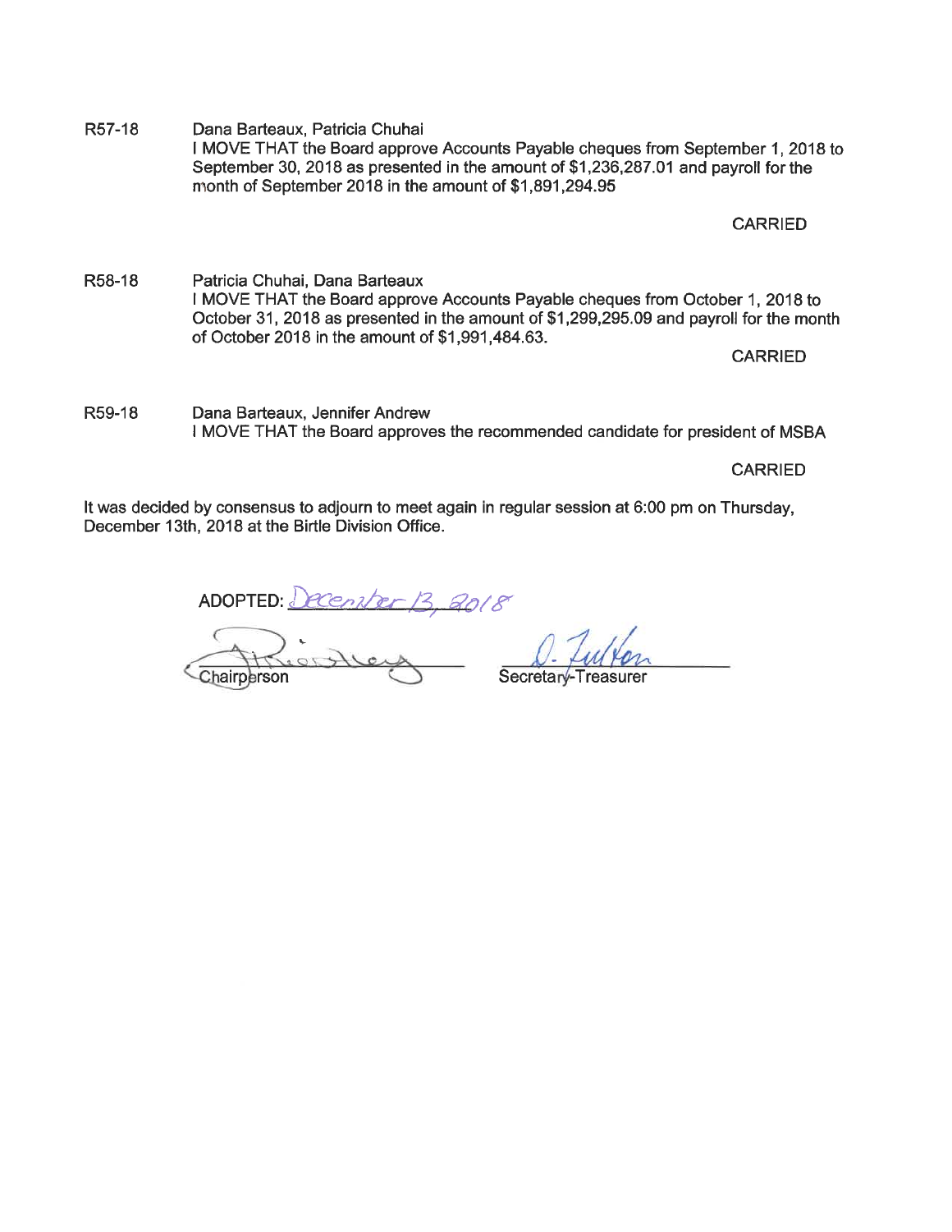R57-18 Dana Barteaux, Patricia Chuhai

I MOVE THAT the Board approve Accounts Payable cheques from September 1, 2018 to September 30, 2018 as presented in the amount of $1,236,287.01 and payroll for the month of September 2018 in the amount of $1,891,294.95

CARRIED

R58-18 Patricia Chuhai, Dana Barteaux

I MOVE THAT the Board approve Accounts Payable cheques from October 1, 2018 to October 31, 2018 as presented in the amount of $1,299,295.09 and payroll for the month of October 2018 in the amount of $1,991,484.63.

CARRIED

R59-18 Dana Barteaux, Jennifer Andrew

I MOVE THAT the Board approves the recommended candidate for president of MSBA

CARRIED

It was decided by consensus to adjourn to meet again in regular session at 6:00 pm on Thursday, December 13th, 2018 at the Birtle Division Office.

ADOPTED: December 13, 2018

Chairperson

D. Fulton
Secretary-Treasurer